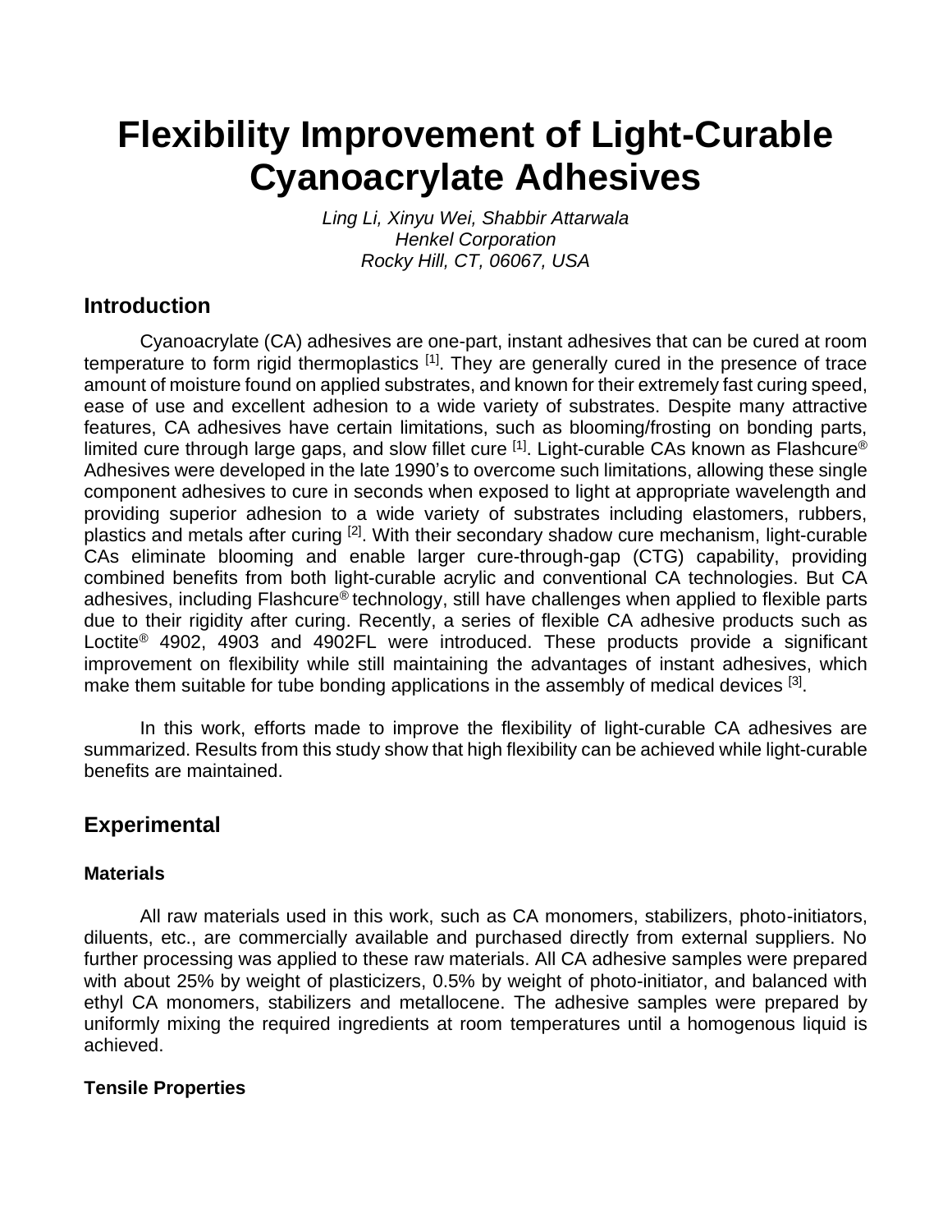# Flexibility Improvement of Light-Curable Cyanoacrylate Adhesives

*Ling Li, Xinyu Wei, Shabbir Attarwala*
*Henkel Corporation*
*Rocky Hill, CT, 06067, USA*

## Introduction

Cyanoacrylate (CA) adhesives are one-part, instant adhesives that can be cured at room temperature to form rigid thermoplastics [1]. They are generally cured in the presence of trace amount of moisture found on applied substrates, and known for their extremely fast curing speed, ease of use and excellent adhesion to a wide variety of substrates. Despite many attractive features, CA adhesives have certain limitations, such as blooming/frosting on bonding parts, limited cure through large gaps, and slow fillet cure [1]. Light-curable CAs known as Flashcure® Adhesives were developed in the late 1990's to overcome such limitations, allowing these single component adhesives to cure in seconds when exposed to light at appropriate wavelength and providing superior adhesion to a wide variety of substrates including elastomers, rubbers, plastics and metals after curing [2]. With their secondary shadow cure mechanism, light-curable CAs eliminate blooming and enable larger cure-through-gap (CTG) capability, providing combined benefits from both light-curable acrylic and conventional CA technologies. But CA adhesives, including Flashcure® technology, still have challenges when applied to flexible parts due to their rigidity after curing. Recently, a series of flexible CA adhesive products such as Loctite® 4902, 4903 and 4902FL were introduced. These products provide a significant improvement on flexibility while still maintaining the advantages of instant adhesives, which make them suitable for tube bonding applications in the assembly of medical devices [3].

In this work, efforts made to improve the flexibility of light-curable CA adhesives are summarized. Results from this study show that high flexibility can be achieved while light-curable benefits are maintained.

## Experimental

### Materials

All raw materials used in this work, such as CA monomers, stabilizers, photo-initiators, diluents, etc., are commercially available and purchased directly from external suppliers. No further processing was applied to these raw materials. All CA adhesive samples were prepared with about 25% by weight of plasticizers, 0.5% by weight of photo-initiator, and balanced with ethyl CA monomers, stabilizers and metallocene. The adhesive samples were prepared by uniformly mixing the required ingredients at room temperatures until a homogenous liquid is achieved.

### Tensile Properties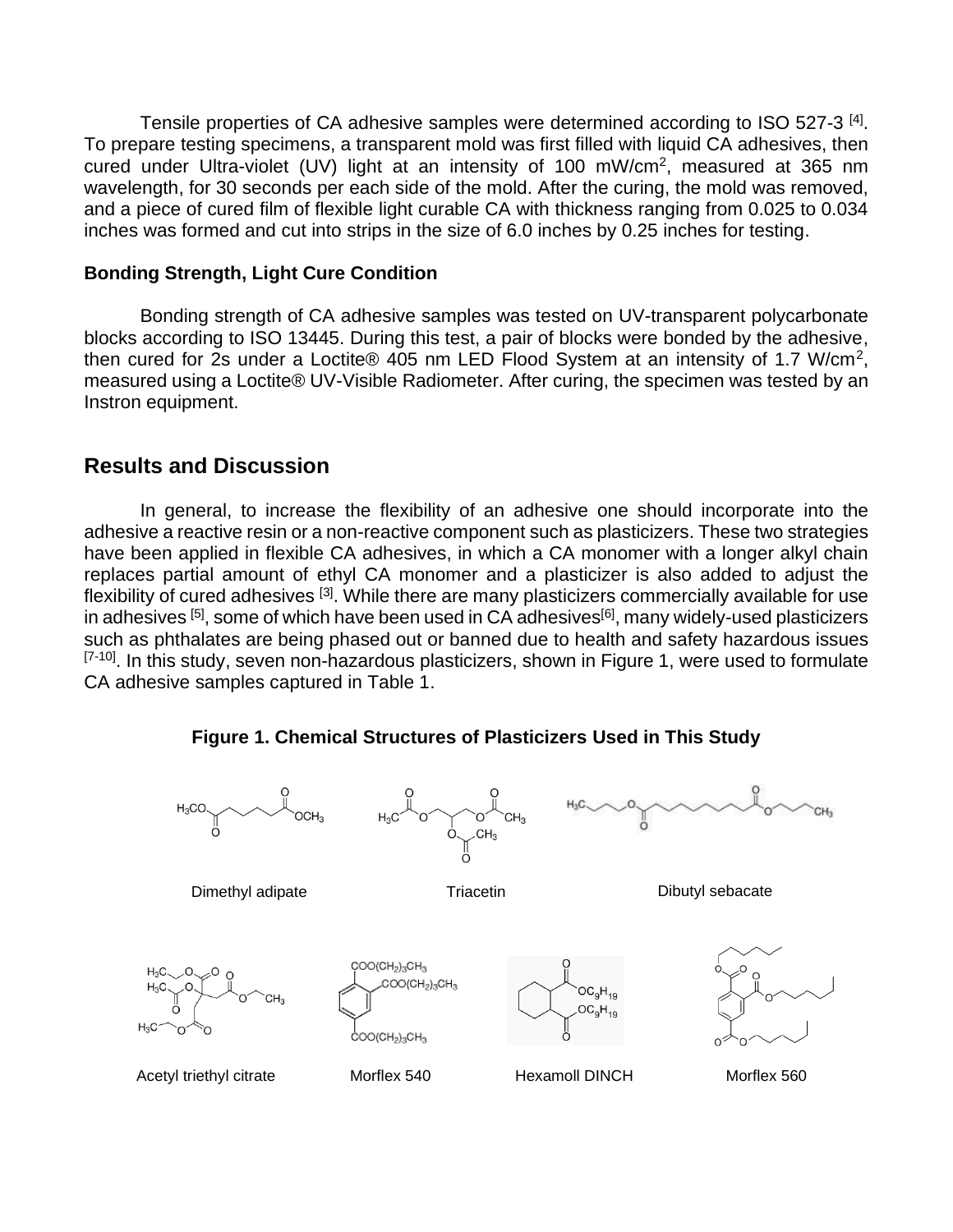Tensile properties of CA adhesive samples were determined according to ISO 527-3 [4]. To prepare testing specimens, a transparent mold was first filled with liquid CA adhesives, then cured under Ultra-violet (UV) light at an intensity of 100 mW/cm$^2$, measured at 365 nm wavelength, for 30 seconds per each side of the mold. After the curing, the mold was removed, and a piece of cured film of flexible light curable CA with thickness ranging from 0.025 to 0.034 inches was formed and cut into strips in the size of 6.0 inches by 0.25 inches for testing.

**Bonding Strength, Light Cure Condition**

Bonding strength of CA adhesive samples was tested on UV-transparent polycarbonate blocks according to ISO 13445. During this test, a pair of blocks were bonded by the adhesive, then cured for 2s under a Loctite® 405 nm LED Flood System at an intensity of 1.7 W/cm$^2$, measured using a Loctite® UV-Visible Radiometer. After curing, the specimen was tested by an Instron equipment.

## Results and Discussion

In general, to increase the flexibility of an adhesive one should incorporate into the adhesive a reactive resin or a non-reactive component such as plasticizers. These two strategies have been applied in flexible CA adhesives, in which a CA monomer with a longer alkyl chain replaces partial amount of ethyl CA monomer and a plasticizer is also added to adjust the flexibility of cured adhesives [3]. While there are many plasticizers commercially available for use in adhesives [5], some of which have been used in CA adhesives[6], many widely-used plasticizers such as phthalates are being phased out or banned due to health and safety hazardous issues [7-10]. In this study, seven non-hazardous plasticizers, shown in Figure 1, were used to formulate CA adhesive samples captured in Table 1.

**Figure 1. Chemical Structures of Plasticizers Used in This Study**

Dimethyl adipate    Triacetin    Dibutyl sebacate

Acetyl triethyl citrate    Morflex 540    Hexamoll DINCH    Morflex 560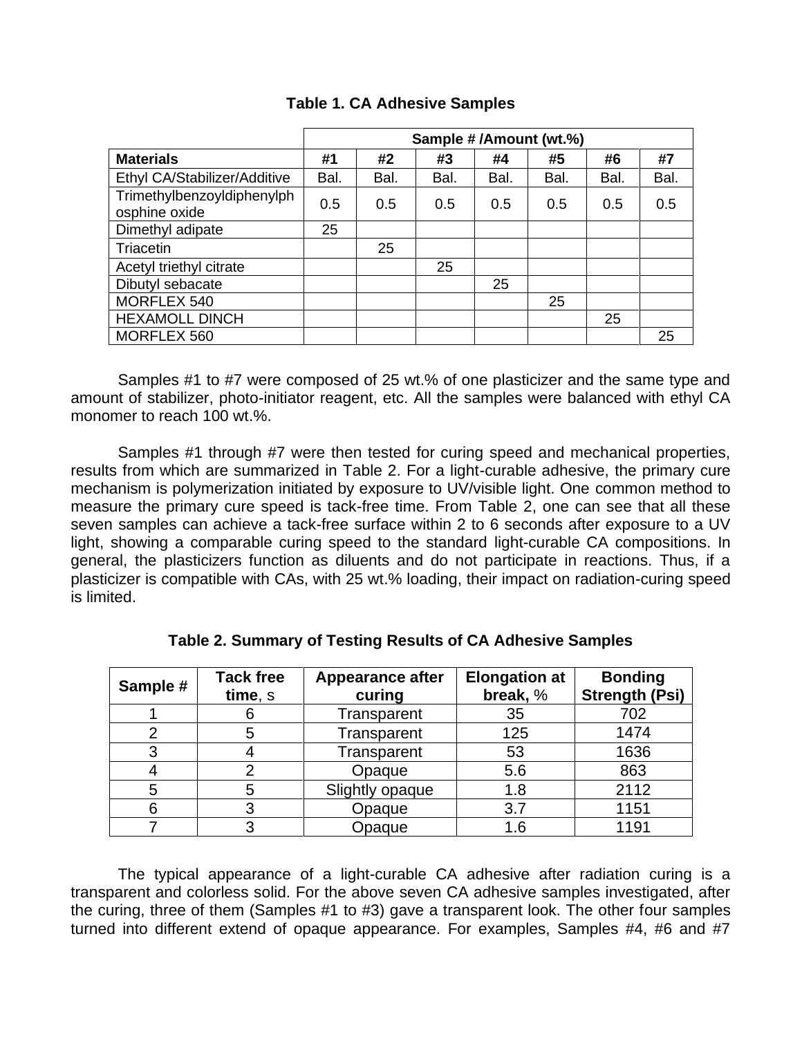**Table 1. CA Adhesive Samples**

| | Sample # /Amount (wt.%) | | | | | | |
|---|---|---|---|---|---|---|---|
| **Materials** | **#1** | **#2** | **#3** | **#4** | **#5** | **#6** | **#7** |
| Ethyl CA/Stabilizer/Additive | Bal. | Bal. | Bal. | Bal. | Bal. | Bal. | Bal. |
| Trimethylbenzoyldiphenylphosphine oxide | 0.5 | 0.5 | 0.5 | 0.5 | 0.5 | 0.5 | 0.5 |
| Dimethyl adipate | 25 | | | | | | |
| Triacetin | | 25 | | | | | |
| Acetyl triethyl citrate | | | 25 | | | | |
| Dibutyl sebacate | | | | 25 | | | |
| MORFLEX 540 | | | | | 25 | | |
| HEXAMOLL DINCH | | | | | | 25 | |
| MORFLEX 560 | | | | | | | 25 |

Samples #1 to #7 were composed of 25 wt.% of one plasticizer and the same type and amount of stabilizer, photo-initiator reagent, etc. All the samples were balanced with ethyl CA monomer to reach 100 wt.%.

Samples #1 through #7 were then tested for curing speed and mechanical properties, results from which are summarized in Table 2. For a light-curable adhesive, the primary cure mechanism is polymerization initiated by exposure to UV/visible light. One common method to measure the primary cure speed is tack-free time. From Table 2, one can see that all these seven samples can achieve a tack-free surface within 2 to 6 seconds after exposure to a UV light, showing a comparable curing speed to the standard light-curable CA compositions. In general, the plasticizers function as diluents and do not participate in reactions. Thus, if a plasticizer is compatible with CAs, with 25 wt.% loading, their impact on radiation-curing speed is limited.

**Table 2. Summary of Testing Results of CA Adhesive Samples**

| Sample # | Tack free time, s | Appearance after curing | Elongation at break, % | Bonding Strength (Psi) |
|---|---|---|---|---|
| 1 | 6 | Transparent | 35 | 702 |
| 2 | 5 | Transparent | 125 | 1474 |
| 3 | 4 | Transparent | 53 | 1636 |
| 4 | 2 | Opaque | 5.6 | 863 |
| 5 | 5 | Slightly opaque | 1.8 | 2112 |
| 6 | 3 | Opaque | 3.7 | 1151 |
| 7 | 3 | Opaque | 1.6 | 1191 |

The typical appearance of a light-curable CA adhesive after radiation curing is a transparent and colorless solid. For the above seven CA adhesive samples investigated, after the curing, three of them (Samples #1 to #3) gave a transparent look. The other four samples turned into different extend of opaque appearance. For examples, Samples #4, #6 and #7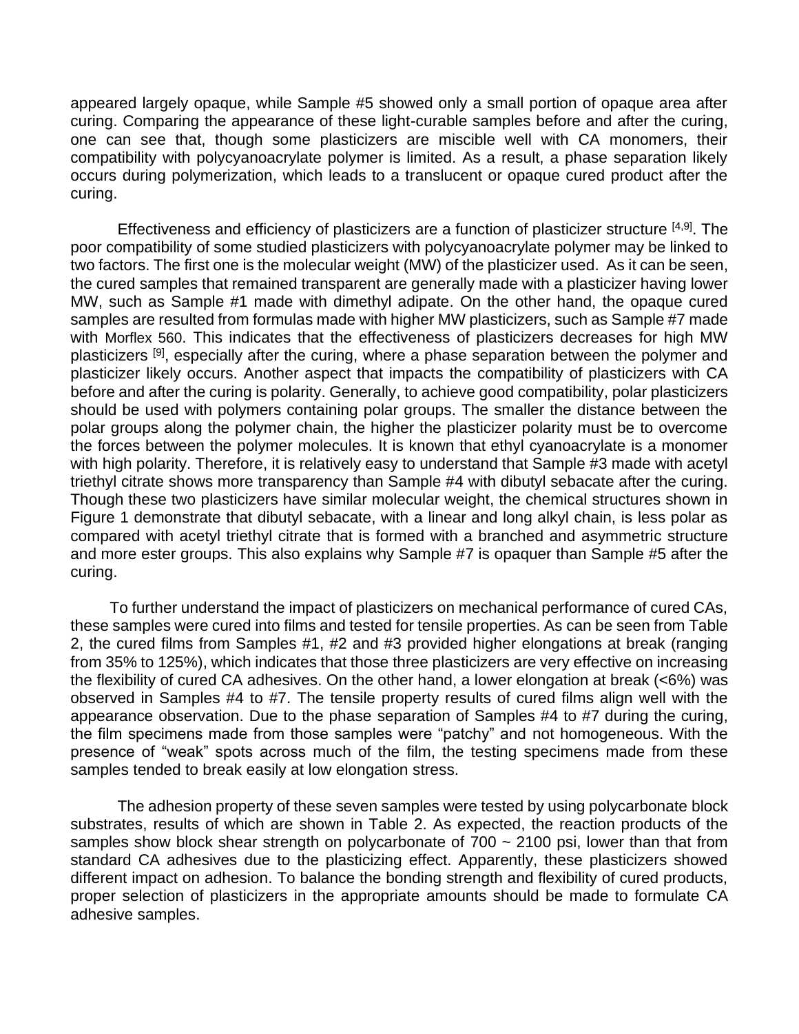appeared largely opaque, while Sample #5 showed only a small portion of opaque area after curing. Comparing the appearance of these light-curable samples before and after the curing, one can see that, though some plasticizers are miscible well with CA monomers, their compatibility with polycyanoacrylate polymer is limited. As a result, a phase separation likely occurs during polymerization, which leads to a translucent or opaque cured product after the curing.

Effectiveness and efficiency of plasticizers are a function of plasticizer structure [4,9]. The poor compatibility of some studied plasticizers with polycyanoacrylate polymer may be linked to two factors. The first one is the molecular weight (MW) of the plasticizer used. As it can be seen, the cured samples that remained transparent are generally made with a plasticizer having lower MW, such as Sample #1 made with dimethyl adipate. On the other hand, the opaque cured samples are resulted from formulas made with higher MW plasticizers, such as Sample #7 made with Morflex 560. This indicates that the effectiveness of plasticizers decreases for high MW plasticizers [9], especially after the curing, where a phase separation between the polymer and plasticizer likely occurs. Another aspect that impacts the compatibility of plasticizers with CA before and after the curing is polarity. Generally, to achieve good compatibility, polar plasticizers should be used with polymers containing polar groups. The smaller the distance between the polar groups along the polymer chain, the higher the plasticizer polarity must be to overcome the forces between the polymer molecules. It is known that ethyl cyanoacrylate is a monomer with high polarity. Therefore, it is relatively easy to understand that Sample #3 made with acetyl triethyl citrate shows more transparency than Sample #4 with dibutyl sebacate after the curing. Though these two plasticizers have similar molecular weight, the chemical structures shown in Figure 1 demonstrate that dibutyl sebacate, with a linear and long alkyl chain, is less polar as compared with acetyl triethyl citrate that is formed with a branched and asymmetric structure and more ester groups. This also explains why Sample #7 is opaquer than Sample #5 after the curing.

To further understand the impact of plasticizers on mechanical performance of cured CAs, these samples were cured into films and tested for tensile properties. As can be seen from Table 2, the cured films from Samples #1, #2 and #3 provided higher elongations at break (ranging from 35% to 125%), which indicates that those three plasticizers are very effective on increasing the flexibility of cured CA adhesives. On the other hand, a lower elongation at break (<6%) was observed in Samples #4 to #7. The tensile property results of cured films align well with the appearance observation. Due to the phase separation of Samples #4 to #7 during the curing, the film specimens made from those samples were "patchy" and not homogeneous. With the presence of "weak" spots across much of the film, the testing specimens made from these samples tended to break easily at low elongation stress.

The adhesion property of these seven samples were tested by using polycarbonate block substrates, results of which are shown in Table 2. As expected, the reaction products of the samples show block shear strength on polycarbonate of 700 ~ 2100 psi, lower than that from standard CA adhesives due to the plasticizing effect. Apparently, these plasticizers showed different impact on adhesion. To balance the bonding strength and flexibility of cured products, proper selection of plasticizers in the appropriate amounts should be made to formulate CA adhesive samples.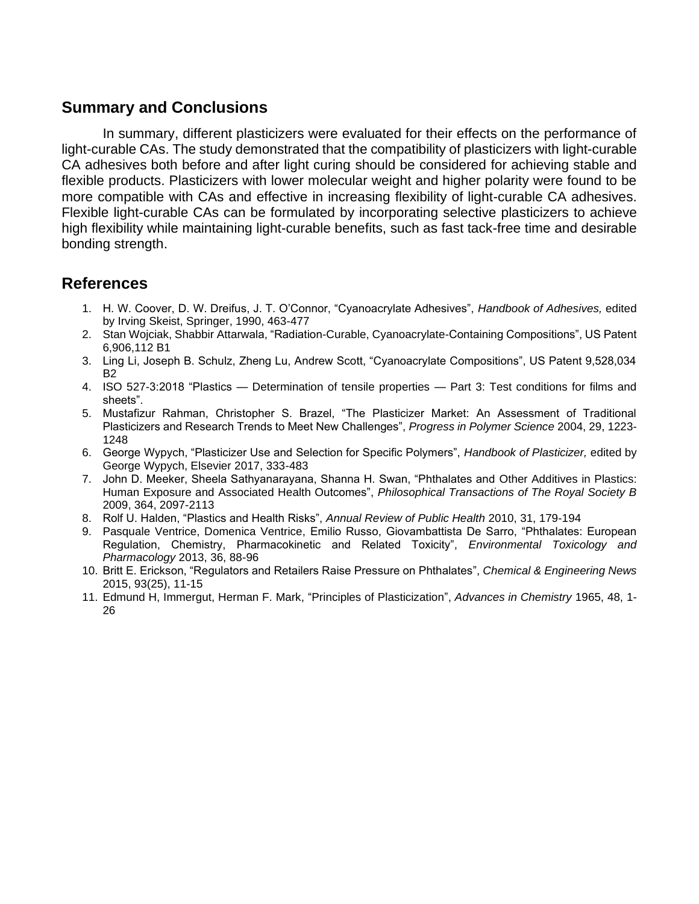## Summary and Conclusions

In summary, different plasticizers were evaluated for their effects on the performance of light-curable CAs. The study demonstrated that the compatibility of plasticizers with light-curable CA adhesives both before and after light curing should be considered for achieving stable and flexible products. Plasticizers with lower molecular weight and higher polarity were found to be more compatible with CAs and effective in increasing flexibility of light-curable CA adhesives. Flexible light-curable CAs can be formulated by incorporating selective plasticizers to achieve high flexibility while maintaining light-curable benefits, such as fast tack-free time and desirable bonding strength.

## References

1. H. W. Coover, D. W. Dreifus, J. T. O'Connor, "Cyanoacrylate Adhesives", *Handbook of Adhesives,* edited by Irving Skeist, Springer, 1990, 463-477
2. Stan Wojciak, Shabbir Attarwala, "Radiation-Curable, Cyanoacrylate-Containing Compositions", US Patent 6,906,112 B1
3. Ling Li, Joseph B. Schulz, Zheng Lu, Andrew Scott, "Cyanoacrylate Compositions", US Patent 9,528,034 B2
4. ISO 527-3:2018 "Plastics — Determination of tensile properties — Part 3: Test conditions for films and sheets".
5. Mustafizur Rahman, Christopher S. Brazel, "The Plasticizer Market: An Assessment of Traditional Plasticizers and Research Trends to Meet New Challenges", *Progress in Polymer Science* 2004, 29, 1223-1248
6. George Wypych, "Plasticizer Use and Selection for Specific Polymers", *Handbook of Plasticizer,* edited by George Wypych, Elsevier 2017, 333-483
7. John D. Meeker, Sheela Sathyanarayana, Shanna H. Swan, "Phthalates and Other Additives in Plastics: Human Exposure and Associated Health Outcomes", *Philosophical Transactions of The Royal Society B* 2009, 364, 2097-2113
8. Rolf U. Halden, "Plastics and Health Risks", *Annual Review of Public Health* 2010, 31, 179-194
9. Pasquale Ventrice, Domenica Ventrice, Emilio Russo, Giovambattista De Sarro, "Phthalates: European Regulation, Chemistry, Pharmacokinetic and Related Toxicity", *Environmental Toxicology and Pharmacology* 2013, 36, 88-96
10. Britt E. Erickson, "Regulators and Retailers Raise Pressure on Phthalates", *Chemical & Engineering News* 2015, 93(25), 11-15
11. Edmund H, Immergut, Herman F. Mark, "Principles of Plasticization", *Advances in Chemistry* 1965, 48, 1-26